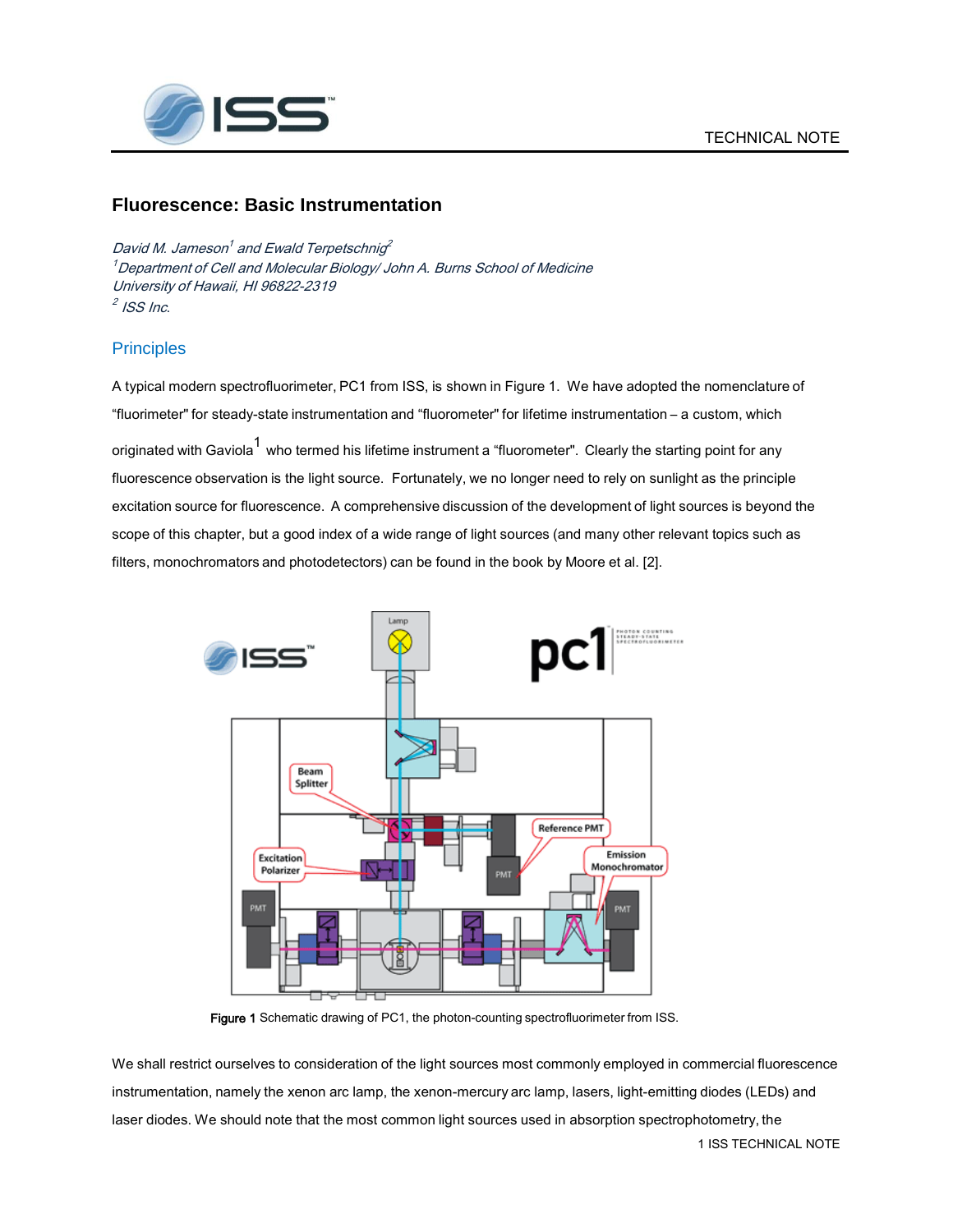TECHNICAL NOTE

## Fluorescence: Basic Instrumentation

*David M. Jameson[1] and Ewald Terpetschnig[2]*
*[1]Department of Cell and Molecular Biology/ John A. Burns School of Medicine*
*University of Hawaii, HI 96822-2319*
*[2] ISS Inc.*

### Principles

A typical modern spectrofluorimeter, PC1 from ISS, is shown in Figure 1. We have adopted the nomenclature of "fluorimeter" for steady-state instrumentation and "fluorometer" for lifetime instrumentation – a custom, which originated with Gaviola[1] who termed his lifetime instrument a "fluorometer". Clearly the starting point for any fluorescence observation is the light source. Fortunately, we no longer need to rely on sunlight as the principle excitation source for fluorescence. A comprehensive discussion of the development of light sources is beyond the scope of this chapter, but a good index of a wide range of light sources (and many other relevant topics such as filters, monochromators and photodetectors) can be found in the book by Moore et al. [2].

**Figure 1** Schematic drawing of PC1, the photon-counting spectrofluorimeter from ISS.

We shall restrict ourselves to consideration of the light sources most commonly employed in commercial fluorescence instrumentation, namely the xenon arc lamp, the xenon-mercury arc lamp, lasers, light-emitting diodes (LEDs) and laser diodes. We should note that the most common light sources used in absorption spectrophotometry, the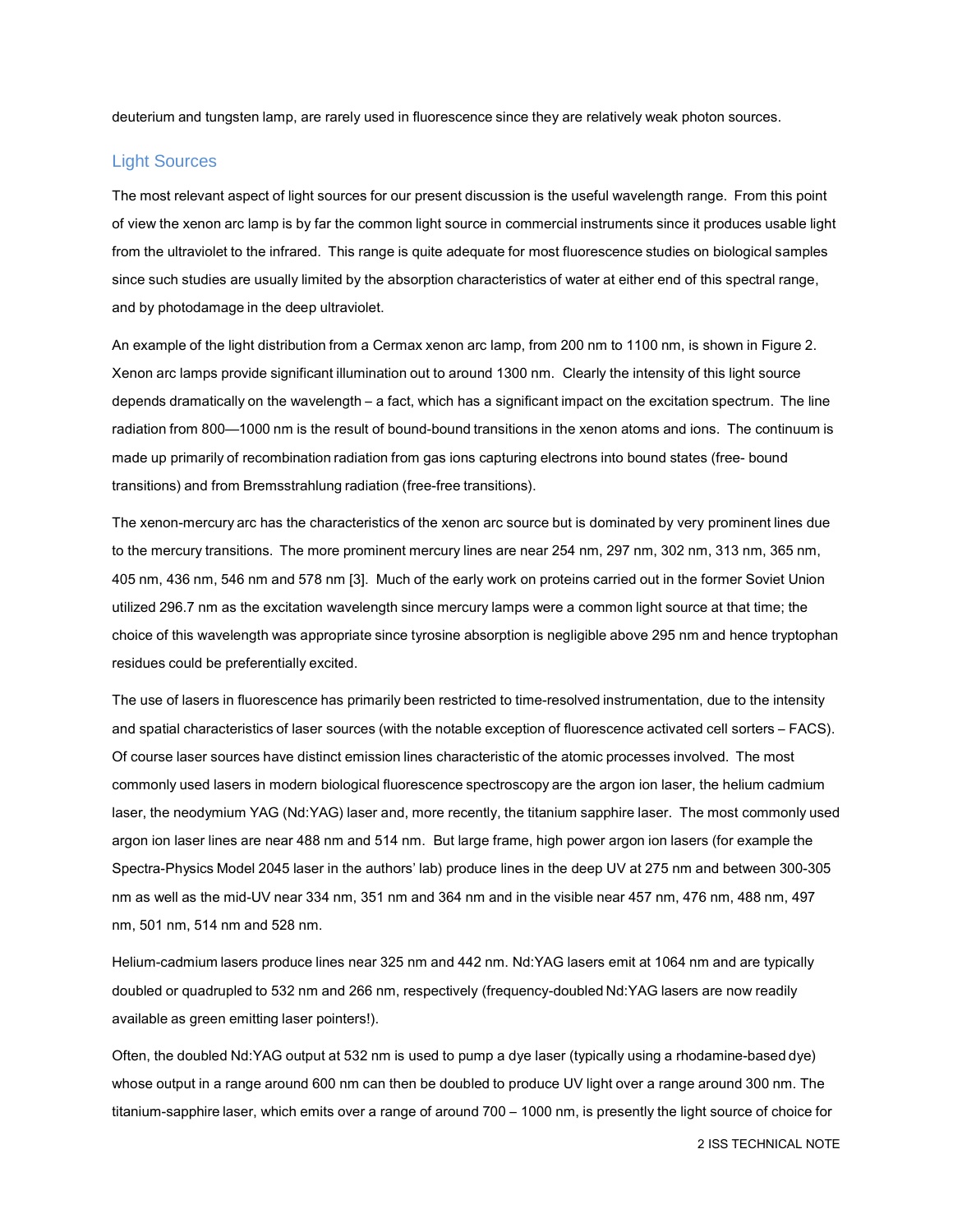deuterium and tungsten lamp, are rarely used in fluorescence since they are relatively weak photon sources.

## Light Sources

The most relevant aspect of light sources for our present discussion is the useful wavelength range. From this point of view the xenon arc lamp is by far the common light source in commercial instruments since it produces usable light from the ultraviolet to the infrared. This range is quite adequate for most fluorescence studies on biological samples since such studies are usually limited by the absorption characteristics of water at either end of this spectral range, and by photodamage in the deep ultraviolet.

An example of the light distribution from a Cermax xenon arc lamp, from 200 nm to 1100 nm, is shown in Figure 2. Xenon arc lamps provide significant illumination out to around 1300 nm. Clearly the intensity of this light source depends dramatically on the wavelength – a fact, which has a significant impact on the excitation spectrum. The line radiation from 800—1000 nm is the result of bound-bound transitions in the xenon atoms and ions. The continuum is made up primarily of recombination radiation from gas ions capturing electrons into bound states (free- bound transitions) and from Bremsstrahlung radiation (free-free transitions).

The xenon-mercury arc has the characteristics of the xenon arc source but is dominated by very prominent lines due to the mercury transitions. The more prominent mercury lines are near 254 nm, 297 nm, 302 nm, 313 nm, 365 nm, 405 nm, 436 nm, 546 nm and 578 nm [3]. Much of the early work on proteins carried out in the former Soviet Union utilized 296.7 nm as the excitation wavelength since mercury lamps were a common light source at that time; the choice of this wavelength was appropriate since tyrosine absorption is negligible above 295 nm and hence tryptophan residues could be preferentially excited.

The use of lasers in fluorescence has primarily been restricted to time-resolved instrumentation, due to the intensity and spatial characteristics of laser sources (with the notable exception of fluorescence activated cell sorters – FACS). Of course laser sources have distinct emission lines characteristic of the atomic processes involved. The most commonly used lasers in modern biological fluorescence spectroscopy are the argon ion laser, the helium cadmium laser, the neodymium YAG (Nd:YAG) laser and, more recently, the titanium sapphire laser. The most commonly used argon ion laser lines are near 488 nm and 514 nm. But large frame, high power argon ion lasers (for example the Spectra-Physics Model 2045 laser in the authors' lab) produce lines in the deep UV at 275 nm and between 300-305 nm as well as the mid-UV near 334 nm, 351 nm and 364 nm and in the visible near 457 nm, 476 nm, 488 nm, 497 nm, 501 nm, 514 nm and 528 nm.

Helium-cadmium lasers produce lines near 325 nm and 442 nm. Nd:YAG lasers emit at 1064 nm and are typically doubled or quadrupled to 532 nm and 266 nm, respectively (frequency-doubled Nd:YAG lasers are now readily available as green emitting laser pointers!).

Often, the doubled Nd:YAG output at 532 nm is used to pump a dye laser (typically using a rhodamine-based dye) whose output in a range around 600 nm can then be doubled to produce UV light over a range around 300 nm. The titanium-sapphire laser, which emits over a range of around 700 – 1000 nm, is presently the light source of choice for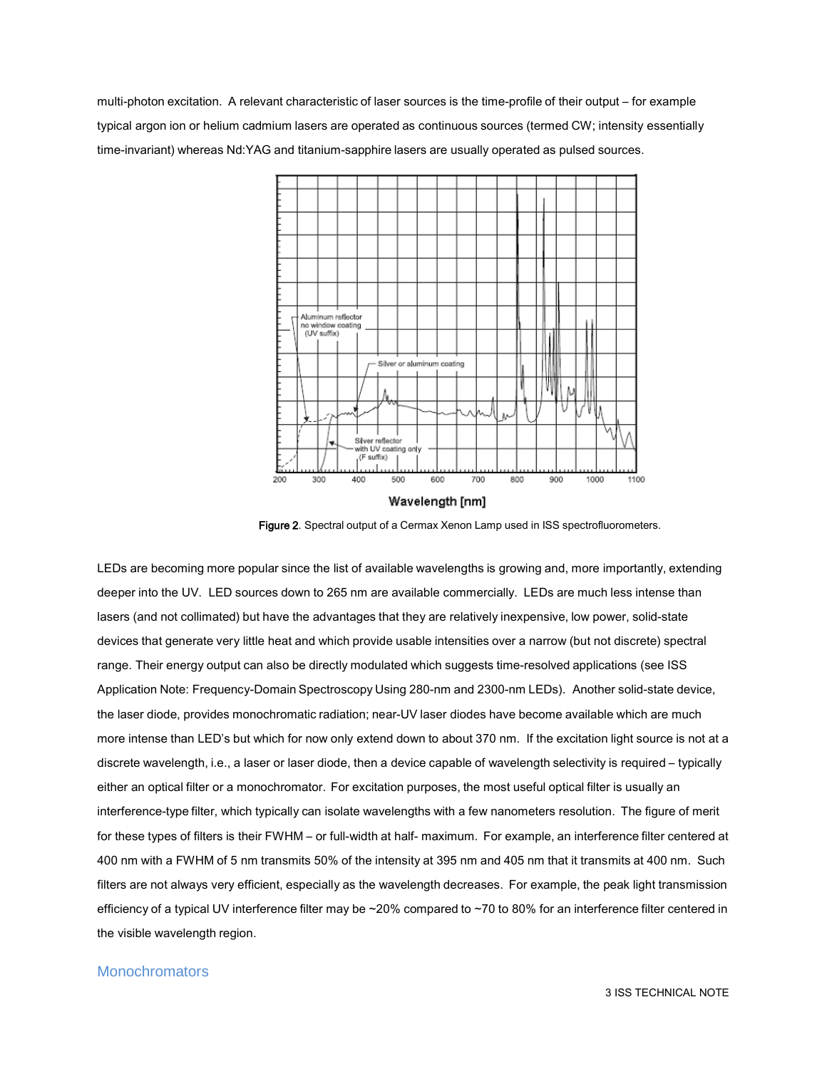multi-photon excitation. A relevant characteristic of laser sources is the time-profile of their output – for example typical argon ion or helium cadmium lasers are operated as continuous sources (termed CW; intensity essentially time-invariant) whereas Nd:YAG and titanium-sapphire lasers are usually operated as pulsed sources.

**Figure 2**. Spectral output of a Cermax Xenon Lamp used in ISS spectrofluorometers.

LEDs are becoming more popular since the list of available wavelengths is growing and, more importantly, extending deeper into the UV. LED sources down to 265 nm are available commercially. LEDs are much less intense than lasers (and not collimated) but have the advantages that they are relatively inexpensive, low power, solid-state devices that generate very little heat and which provide usable intensities over a narrow (but not discrete) spectral range. Their energy output can also be directly modulated which suggests time-resolved applications (see ISS Application Note: Frequency-Domain Spectroscopy Using 280-nm and 2300-nm LEDs). Another solid-state device, the laser diode, provides monochromatic radiation; near-UV laser diodes have become available which are much more intense than LED's but which for now only extend down to about 370 nm. If the excitation light source is not at a discrete wavelength, i.e., a laser or laser diode, then a device capable of wavelength selectivity is required – typically either an optical filter or a monochromator. For excitation purposes, the most useful optical filter is usually an interference-type filter, which typically can isolate wavelengths with a few nanometers resolution. The figure of merit for these types of filters is their FWHM – or full-width at half- maximum. For example, an interference filter centered at 400 nm with a FWHM of 5 nm transmits 50% of the intensity at 395 nm and 405 nm that it transmits at 400 nm. Such filters are not always very efficient, especially as the wavelength decreases. For example, the peak light transmission efficiency of a typical UV interference filter may be ~20% compared to ~70 to 80% for an interference filter centered in the visible wavelength region.

## Monochromators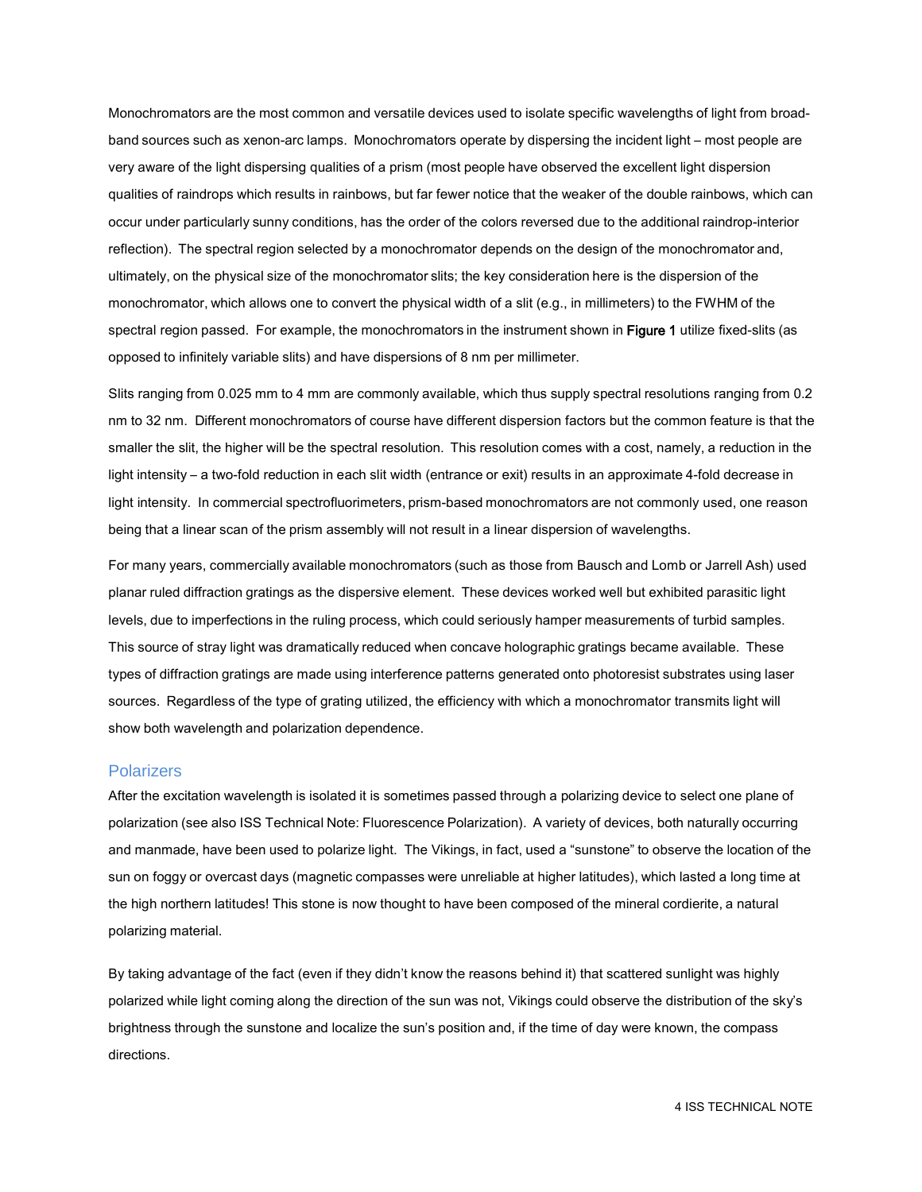Monochromators are the most common and versatile devices used to isolate specific wavelengths of light from broad-band sources such as xenon-arc lamps. Monochromators operate by dispersing the incident light – most people are very aware of the light dispersing qualities of a prism (most people have observed the excellent light dispersion qualities of raindrops which results in rainbows, but far fewer notice that the weaker of the double rainbows, which can occur under particularly sunny conditions, has the order of the colors reversed due to the additional raindrop-interior reflection). The spectral region selected by a monochromator depends on the design of the monochromator and, ultimately, on the physical size of the monochromator slits; the key consideration here is the dispersion of the monochromator, which allows one to convert the physical width of a slit (e.g., in millimeters) to the FWHM of the spectral region passed. For example, the monochromators in the instrument shown in **Figure 1** utilize fixed-slits (as opposed to infinitely variable slits) and have dispersions of 8 nm per millimeter.

Slits ranging from 0.025 mm to 4 mm are commonly available, which thus supply spectral resolutions ranging from 0.2 nm to 32 nm. Different monochromators of course have different dispersion factors but the common feature is that the smaller the slit, the higher will be the spectral resolution. This resolution comes with a cost, namely, a reduction in the light intensity – a two-fold reduction in each slit width (entrance or exit) results in an approximate 4-fold decrease in light intensity. In commercial spectrofluorimeters, prism-based monochromators are not commonly used, one reason being that a linear scan of the prism assembly will not result in a linear dispersion of wavelengths.

For many years, commercially available monochromators (such as those from Bausch and Lomb or Jarrell Ash) used planar ruled diffraction gratings as the dispersive element. These devices worked well but exhibited parasitic light levels, due to imperfections in the ruling process, which could seriously hamper measurements of turbid samples. This source of stray light was dramatically reduced when concave holographic gratings became available. These types of diffraction gratings are made using interference patterns generated onto photoresist substrates using laser sources. Regardless of the type of grating utilized, the efficiency with which a monochromator transmits light will show both wavelength and polarization dependence.

## Polarizers

After the excitation wavelength is isolated it is sometimes passed through a polarizing device to select one plane of polarization (see also ISS Technical Note: Fluorescence Polarization). A variety of devices, both naturally occurring and manmade, have been used to polarize light. The Vikings, in fact, used a "sunstone" to observe the location of the sun on foggy or overcast days (magnetic compasses were unreliable at higher latitudes), which lasted a long time at the high northern latitudes! This stone is now thought to have been composed of the mineral cordierite, a natural polarizing material.

By taking advantage of the fact (even if they didn't know the reasons behind it) that scattered sunlight was highly polarized while light coming along the direction of the sun was not, Vikings could observe the distribution of the sky's brightness through the sunstone and localize the sun's position and, if the time of day were known, the compass directions.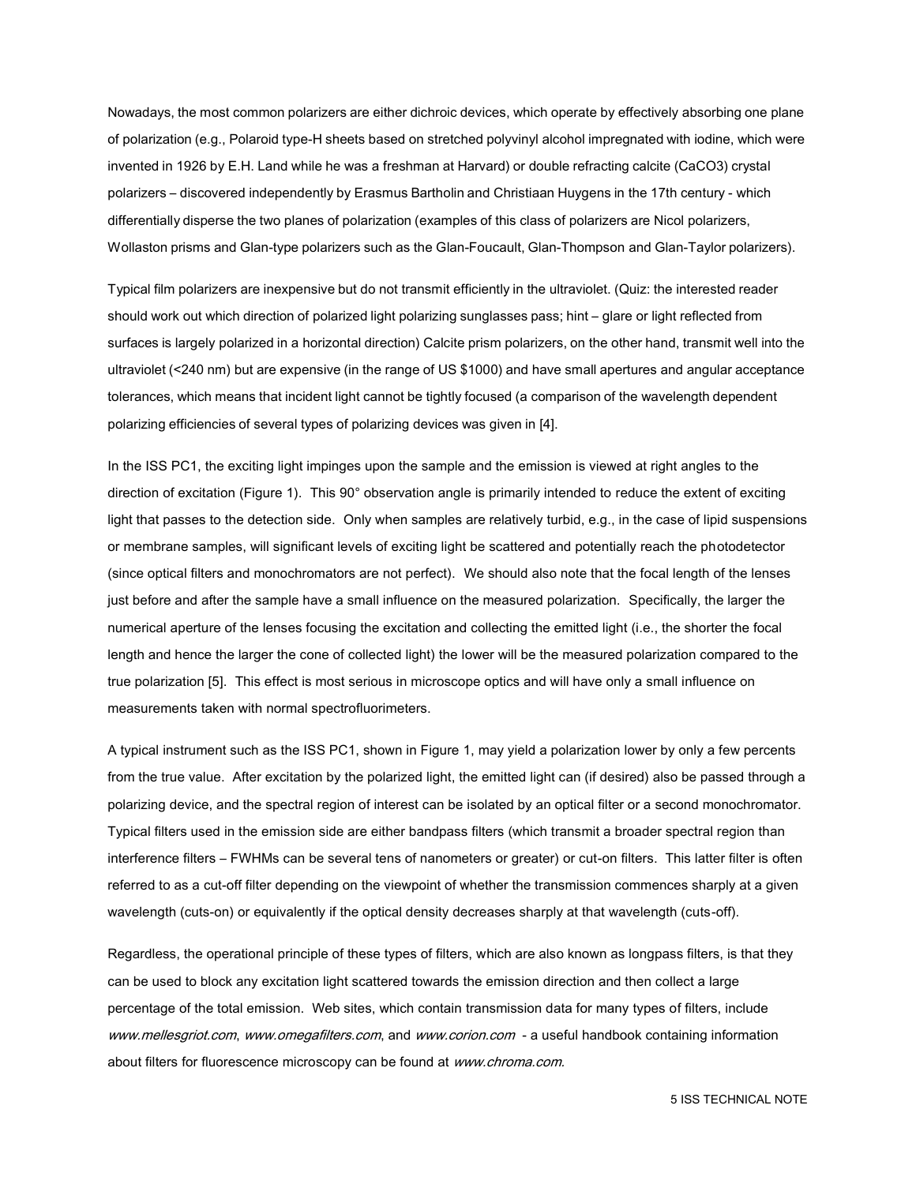Nowadays, the most common polarizers are either dichroic devices, which operate by effectively absorbing one plane of polarization (e.g., Polaroid type-H sheets based on stretched polyvinyl alcohol impregnated with iodine, which were invented in 1926 by E.H. Land while he was a freshman at Harvard) or double refracting calcite ($CaCO_3$) crystal polarizers – discovered independently by Erasmus Bartholin and Christiaan Huygens in the 17th century - which differentially disperse the two planes of polarization (examples of this class of polarizers are Nicol polarizers, Wollaston prisms and Glan-type polarizers such as the Glan-Foucault, Glan-Thompson and Glan-Taylor polarizers).

Typical film polarizers are inexpensive but do not transmit efficiently in the ultraviolet. (Quiz: the interested reader should work out which direction of polarized light polarizing sunglasses pass; hint – glare or light reflected from surfaces is largely polarized in a horizontal direction) Calcite prism polarizers, on the other hand, transmit well into the ultraviolet (<240 nm) but are expensive (in the range of US $1000) and have small apertures and angular acceptance tolerances, which means that incident light cannot be tightly focused (a comparison of the wavelength dependent polarizing efficiencies of several types of polarizing devices was given in [4].

In the ISS PC1, the exciting light impinges upon the sample and the emission is viewed at right angles to the direction of excitation (Figure 1). This 90° observation angle is primarily intended to reduce the extent of exciting light that passes to the detection side. Only when samples are relatively turbid, e.g., in the case of lipid suspensions or membrane samples, will significant levels of exciting light be scattered and potentially reach the photodetector (since optical filters and monochromators are not perfect). We should also note that the focal length of the lenses just before and after the sample have a small influence on the measured polarization. Specifically, the larger the numerical aperture of the lenses focusing the excitation and collecting the emitted light (i.e., the shorter the focal length and hence the larger the cone of collected light) the lower will be the measured polarization compared to the true polarization [5]. This effect is most serious in microscope optics and will have only a small influence on measurements taken with normal spectrofluorimeters.

A typical instrument such as the ISS PC1, shown in Figure 1, may yield a polarization lower by only a few percents from the true value. After excitation by the polarized light, the emitted light can (if desired) also be passed through a polarizing device, and the spectral region of interest can be isolated by an optical filter or a second monochromator. Typical filters used in the emission side are either bandpass filters (which transmit a broader spectral region than interference filters – FWHMs can be several tens of nanometers or greater) or cut-on filters. This latter filter is often referred to as a cut-off filter depending on the viewpoint of whether the transmission commences sharply at a given wavelength (cuts-on) or equivalently if the optical density decreases sharply at that wavelength (cuts-off).

Regardless, the operational principle of these types of filters, which are also known as longpass filters, is that they can be used to block any excitation light scattered towards the emission direction and then collect a large percentage of the total emission. Web sites, which contain transmission data for many types of filters, include *www.mellesgriot.com*, *www.omegafilters.com*, and *www.corion.com* - a useful handbook containing information about filters for fluorescence microscopy can be found at *www.chroma.com.*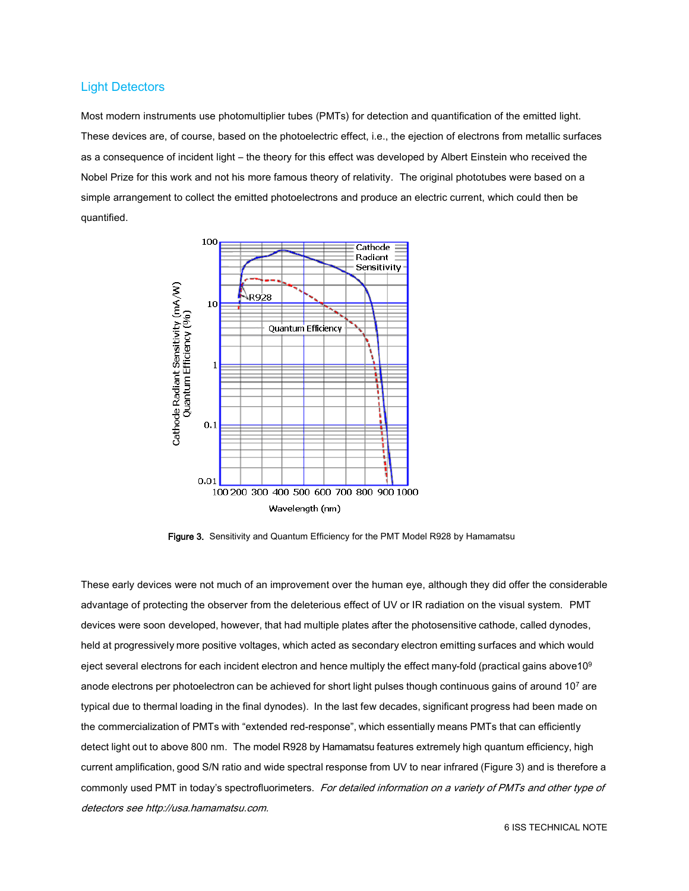## Light Detectors

Most modern instruments use photomultiplier tubes (PMTs) for detection and quantification of the emitted light. These devices are, of course, based on the photoelectric effect, i.e., the ejection of electrons from metallic surfaces as a consequence of incident light – the theory for this effect was developed by Albert Einstein who received the Nobel Prize for this work and not his more famous theory of relativity. The original phototubes were based on a simple arrangement to collect the emitted photoelectrons and produce an electric current, which could then be quantified.

**Figure 3.** Sensitivity and Quantum Efficiency for the PMT Model R928 by Hamamatsu

These early devices were not much of an improvement over the human eye, although they did offer the considerable advantage of protecting the observer from the deleterious effect of UV or IR radiation on the visual system. PMT devices were soon developed, however, that had multiple plates after the photosensitive cathode, called dynodes, held at progressively more positive voltages, which acted as secondary electron emitting surfaces and which would eject several electrons for each incident electron and hence multiply the effect many-fold (practical gains above $10^9$ anode electrons per photoelectron can be achieved for short light pulses though continuous gains of around $10^7$ are typical due to thermal loading in the final dynodes). In the last few decades, significant progress had been made on the commercialization of PMTs with "extended red-response", which essentially means PMTs that can efficiently detect light out to above 800 nm. The model R928 by Hamamatsu features extremely high quantum efficiency, high current amplification, good S/N ratio and wide spectral response from UV to near infrared (Figure 3) and is therefore a commonly used PMT in today's spectrofluorimeters. *For detailed information on a variety of PMTs and other type of detectors see http://usa.hamamatsu.com.*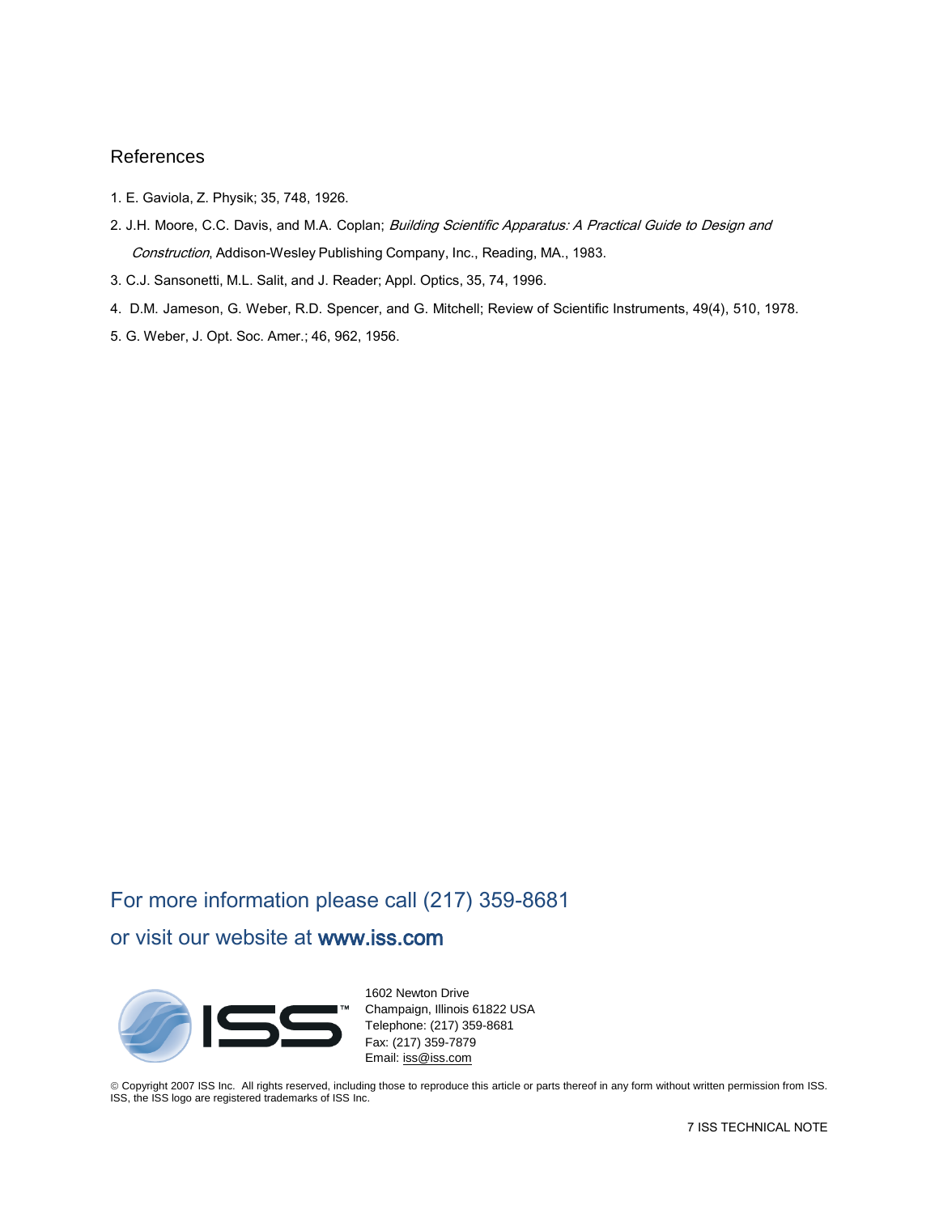## References

1. E. Gaviola, Z. Physik; 35, 748, 1926.
2. J.H. Moore, C.C. Davis, and M.A. Coplan; *Building Scientific Apparatus: A Practical Guide to Design and Construction*, Addison-Wesley Publishing Company, Inc., Reading, MA., 1983.
3. C.J. Sansonetti, M.L. Salit, and J. Reader; Appl. Optics, 35, 74, 1996.
4. D.M. Jameson, G. Weber, R.D. Spencer, and G. Mitchell; Review of Scientific Instruments, 49(4), 510, 1978.
5. G. Weber, J. Opt. Soc. Amer.; 46, 962, 1956.

For more information please call (217) 359-8681

or visit our website at **www.iss.com**

ISS™

1602 Newton Drive
Champaign, Illinois 61822 USA
Telephone: (217) 359-8681
Fax: (217) 359-7879
Email: iss@iss.com

© Copyright 2007 ISS Inc. All rights reserved, including those to reproduce this article or parts thereof in any form without written permission from ISS. ISS, the ISS logo are registered trademarks of ISS Inc.